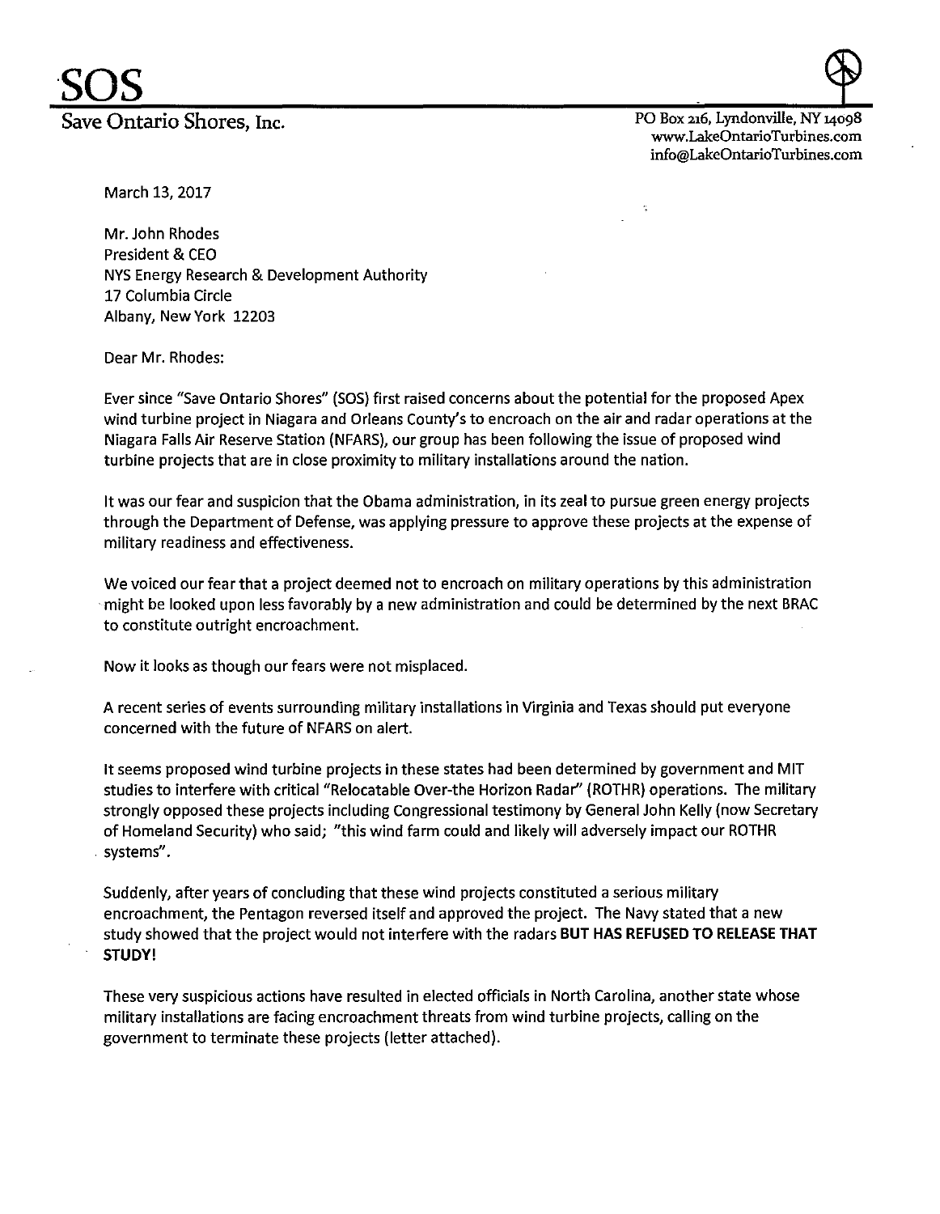# SOS

Save Ontario Shores, Inc.

PO Box 216, Lyndonville, NY 14098
www.LakeOntarioTurbines.com
info@LakeOntarioTurbines.com

March 13, 2017

Mr. John Rhodes
President & CEO
NYS Energy Research & Development Authority
17 Columbia Circle
Albany, New York 12203

Dear Mr. Rhodes:

Ever since "Save Ontario Shores" (SOS) first raised concerns about the potential for the proposed Apex wind turbine project in Niagara and Orleans County's to encroach on the air and radar operations at the Niagara Falls Air Reserve Station (NFARS), our group has been following the issue of proposed wind turbine projects that are in close proximity to military installations around the nation.

It was our fear and suspicion that the Obama administration, in its zeal to pursue green energy projects through the Department of Defense, was applying pressure to approve these projects at the expense of military readiness and effectiveness.

We voiced our fear that a project deemed not to encroach on military operations by this administration might be looked upon less favorably by a new administration and could be determined by the next BRAC to constitute outright encroachment.

Now it looks as though our fears were not misplaced.

A recent series of events surrounding military installations in Virginia and Texas should put everyone concerned with the future of NFARS on alert.

It seems proposed wind turbine projects in these states had been determined by government and MIT studies to interfere with critical "Relocatable Over-the Horizon Radar" (ROTHR) operations. The military strongly opposed these projects including Congressional testimony by General John Kelly (now Secretary of Homeland Security) who said; "this wind farm could and likely will adversely impact our ROTHR systems".

Suddenly, after years of concluding that these wind projects constituted a serious military encroachment, the Pentagon reversed itself and approved the project. The Navy stated that a new study showed that the project would not interfere with the radars **BUT HAS REFUSED TO RELEASE THAT STUDY!**

These very suspicious actions have resulted in elected officials in North Carolina, another state whose military installations are facing encroachment threats from wind turbine projects, calling on the government to terminate these projects (letter attached).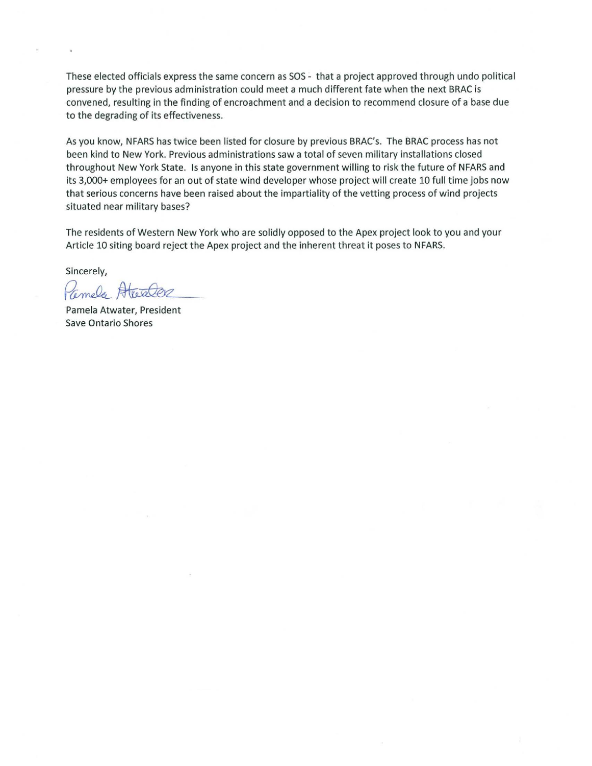These elected officials express the same concern as SOS - that a project approved through undo political pressure by the previous administration could meet a much different fate when the next BRAC is convened, resulting in the finding of encroachment and a decision to recommend closure of a base due to the degrading of its effectiveness.

As you know, NFARS has twice been listed for closure by previous BRAC's. The BRAC process has not been kind to New York. Previous administrations saw a total of seven military installations closed throughout New York State. Is anyone in this state government willing to risk the future of NFARS and its 3,000+ employees for an out of state wind developer whose project will create 10 full time jobs now that serious concerns have been raised about the impartiality of the vetting process of wind projects situated near military bases?

The residents of Western New York who are solidly opposed to the Apex project look to you and your Article 10 siting board reject the Apex project and the inherent threat it poses to NFARS.

Sincerely,

Pamela Atwater

Pamela Atwater, President
Save Ontario Shores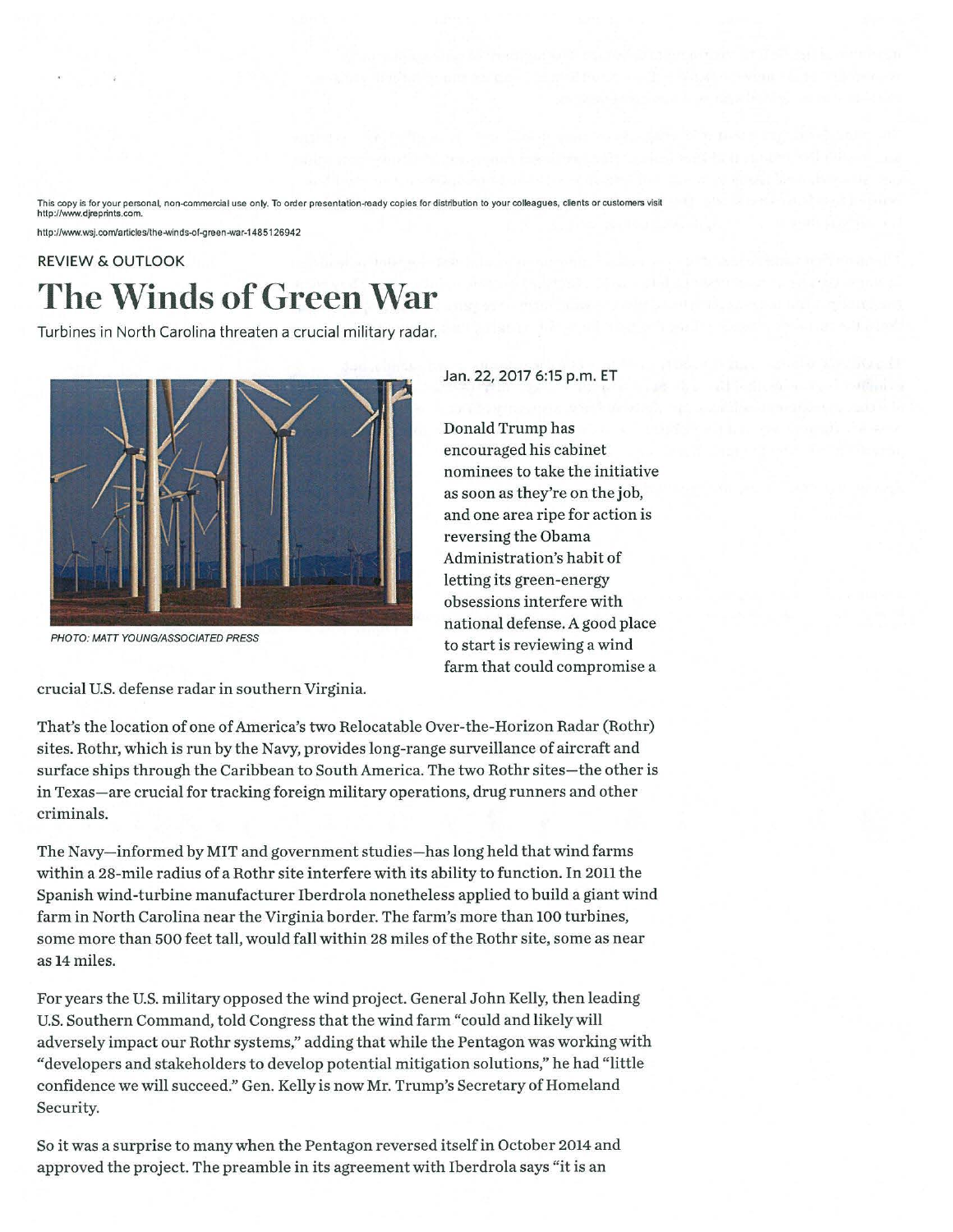This copy is for your personal, non-commercial use only. To order presentation-ready copies for distribution to your colleagues, clients or customers visit http://www.djreprints.com.

http://www.wsj.com/articles/the-winds-of-green-war-1485126942

REVIEW & OUTLOOK

# The Winds of Green War

Turbines in North Carolina threaten a crucial military radar.

PHOTO: MATT YOUNG/ASSOCIATED PRESS

Jan. 22, 2017 6:15 p.m. ET

Donald Trump has encouraged his cabinet nominees to take the initiative as soon as they're on the job, and one area ripe for action is reversing the Obama Administration's habit of letting its green-energy obsessions interfere with national defense. A good place to start is reviewing a wind farm that could compromise a crucial U.S. defense radar in southern Virginia.

That's the location of one of America's two Relocatable Over-the-Horizon Radar (Rothr) sites. Rothr, which is run by the Navy, provides long-range surveillance of aircraft and surface ships through the Caribbean to South America. The two Rothr sites—the other is in Texas—are crucial for tracking foreign military operations, drug runners and other criminals.

The Navy—informed by MIT and government studies—has long held that wind farms within a 28-mile radius of a Rothr site interfere with its ability to function. In 2011 the Spanish wind-turbine manufacturer Iberdrola nonetheless applied to build a giant wind farm in North Carolina near the Virginia border. The farm's more than 100 turbines, some more than 500 feet tall, would fall within 28 miles of the Rothr site, some as near as 14 miles.

For years the U.S. military opposed the wind project. General John Kelly, then leading U.S. Southern Command, told Congress that the wind farm "could and likely will adversely impact our Rothr systems," adding that while the Pentagon was working with "developers and stakeholders to develop potential mitigation solutions," he had "little confidence we will succeed." Gen. Kelly is now Mr. Trump's Secretary of Homeland Security.

So it was a surprise to many when the Pentagon reversed itself in October 2014 and approved the project. The preamble in its agreement with Iberdrola says "it is an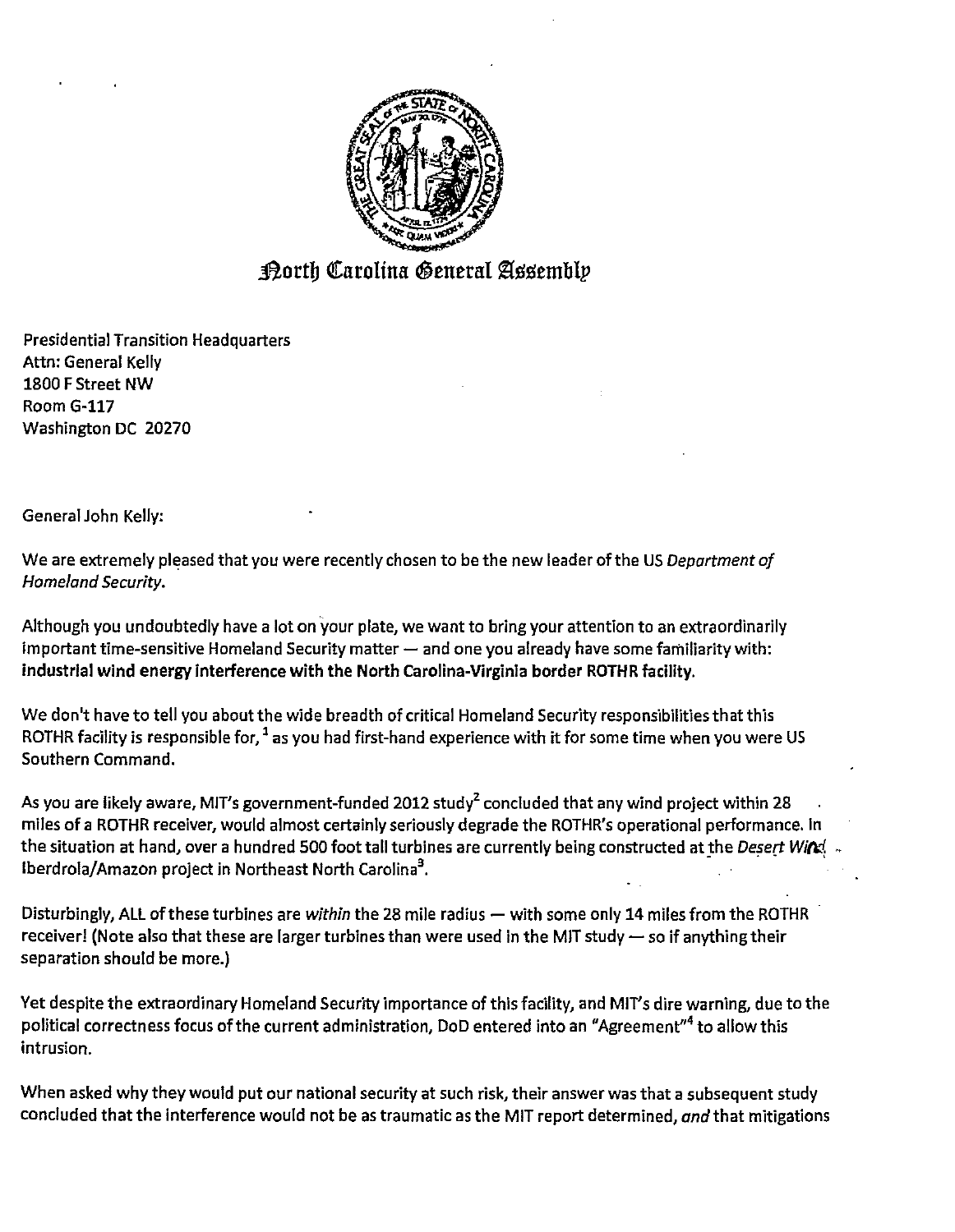# North Carolina General Assembly

Presidential Transition Headquarters
Attn: General Kelly
1800 F Street NW
Room G-117
Washington DC 20270

General John Kelly:

We are extremely pleased that you were recently chosen to be the new leader of the US *Department of Homeland Security.*

Although you undoubtedly have a lot on your plate, we want to bring your attention to an extraordinarily important time-sensitive Homeland Security matter — and one you already have some familiarity with: **industrial wind energy interference with the North Carolina-Virginia border ROTHR facility.**

We don't have to tell you about the wide breadth of critical Homeland Security responsibilities that this ROTHR facility is responsible for,[1] as you had first-hand experience with it for some time when you were US Southern Command.

As you are likely aware, MIT's government-funded 2012 study[2] concluded that any wind project within 28 miles of a ROTHR receiver, would almost certainly seriously degrade the ROTHR's operational performance. In the situation at hand, over a hundred 500 foot tall turbines are currently being constructed at the *Desert Wind* Iberdrola/Amazon project in Northeast North Carolina[3].

Disturbingly, ALL of these turbines are *within* the 28 mile radius — with some only 14 miles from the ROTHR receiver! (Note also that these are larger turbines than were used in the MIT study — so if anything their separation should be more.)

Yet despite the extraordinary Homeland Security importance of this facility, and MIT's dire warning, due to the political correctness focus of the current administration, DoD entered into an "Agreement"[4] to allow this intrusion.

When asked why they would put our national security at such risk, their answer was that a subsequent study concluded that the interference would not be as traumatic as the MIT report determined, *and* that mitigations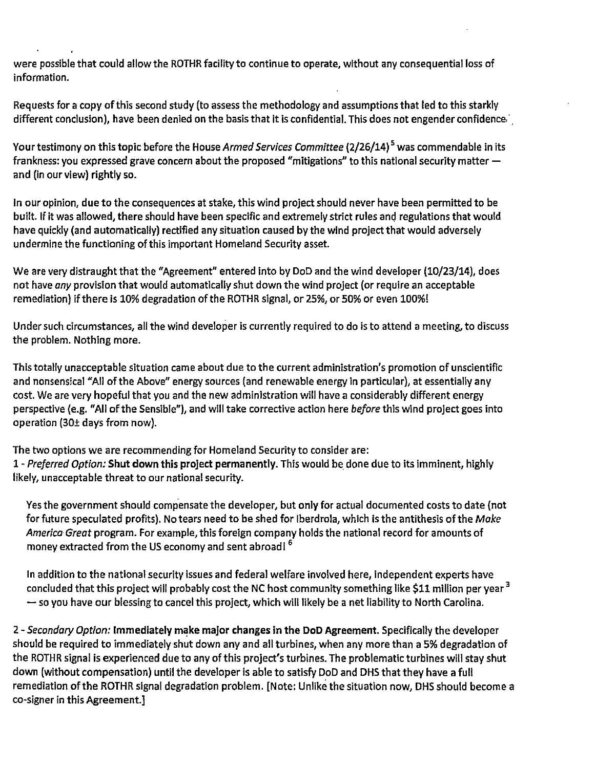were possible that could allow the ROTHR facility to continue to operate, without any consequential loss of information.

Requests for a copy of this second study (to assess the methodology and assumptions that led to this starkly different conclusion), have been denied on the basis that it is confidential. This does not engender confidence.

Your testimony on this topic before the House *Armed Services Committee* (2/26/14)[5] was commendable in its frankness: you expressed grave concern about the proposed "mitigations" to this national security matter — and (in our view) rightly so.

In our opinion, due to the consequences at stake, this wind project should never have been permitted to be built. If it was allowed, there should have been specific and extremely strict rules and regulations that would have quickly (and automatically) rectified any situation caused by the wind project that would adversely undermine the functioning of this important Homeland Security asset.

We are very distraught that the "Agreement" entered into by DoD and the wind developer (10/23/14), does not have *any* provision that would automatically shut down the wind project (or require an acceptable remediation) if there is 10% degradation of the ROTHR signal, or 25%, or 50% or even 100%!

Under such circumstances, all the wind developer is currently required to do is to attend a meeting, to discuss the problem. Nothing more.

This totally unacceptable situation came about due to the current administration's promotion of unscientific and nonsensical "All of the Above" energy sources (and renewable energy in particular), at essentially any cost. We are very hopeful that you and the new administration will have a considerably different energy perspective (e.g. "All of the Sensible"), and will take corrective action here *before* this wind project goes into operation (30± days from now).

The two options we are recommending for Homeland Security to consider are:

1 - *Preferred Option:* **Shut down this project permanently.** This would be done due to its imminent, highly likely, unacceptable threat to our national security.

Yes the government should compensate the developer, but only for actual documented costs to date (not for future speculated profits). No tears need to be shed for Iberdrola, which is the antithesis of the *Make America Great* program. For example, this foreign company holds the national record for amounts of money extracted from the US economy and sent abroad![6]

In addition to the national security issues and federal welfare involved here, independent experts have concluded that this project will probably cost the NC host community something like $11 million per year[3] — so you have our blessing to cancel this project, which will likely be a net liability to North Carolina.

2 - *Secondary Option:* **Immediately make major changes in the DoD Agreement.** Specifically the developer should be required to immediately shut down any and all turbines, when any more than a 5% degradation of the ROTHR signal is experienced due to any of this project's turbines. The problematic turbines will stay shut down (without compensation) until the developer is able to satisfy DoD and DHS that they have a full remediation of the ROTHR signal degradation problem. [Note: Unlike the situation now, DHS should become a co-signer in this Agreement.]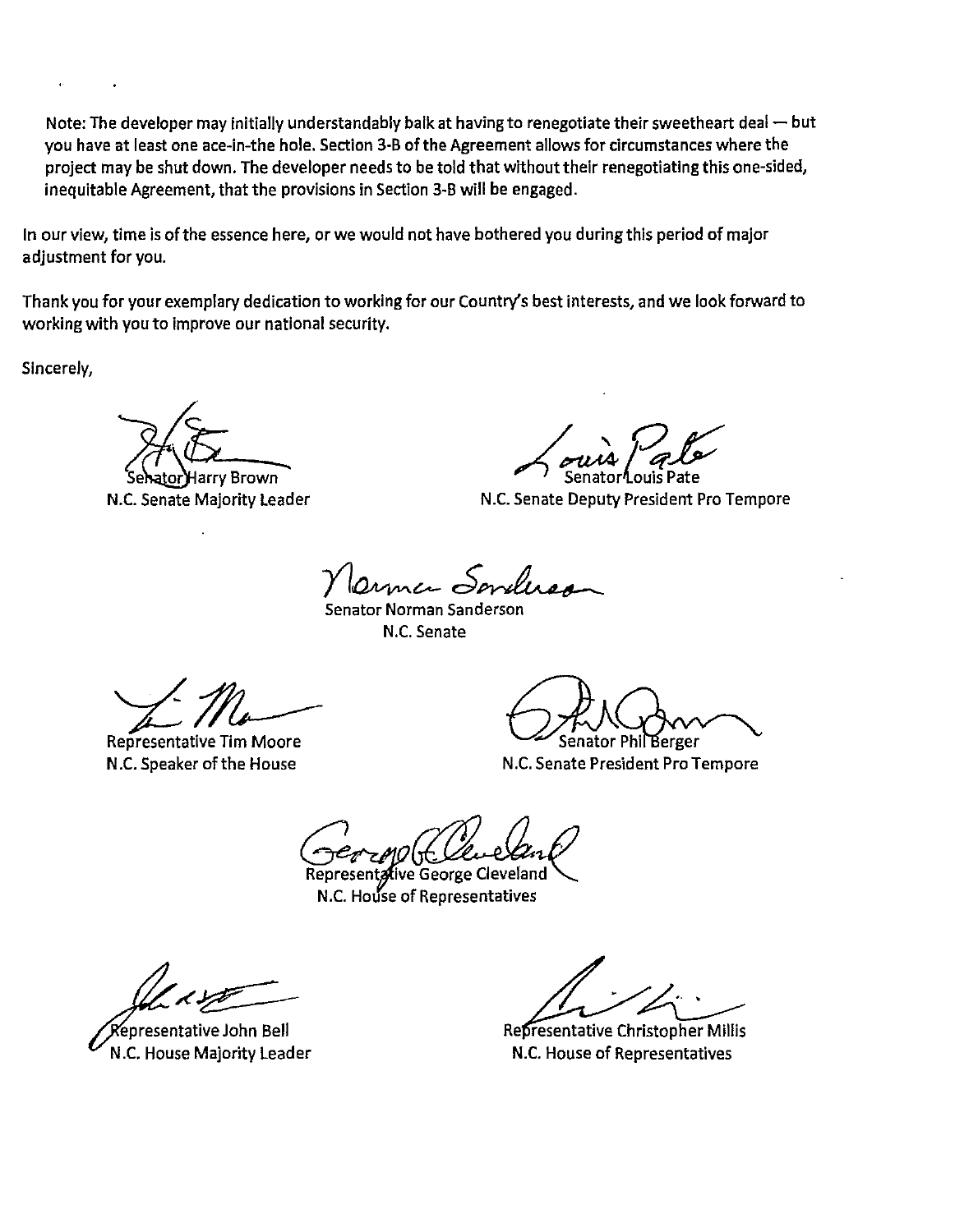Note: The developer may initially understandably balk at having to renegotiate their sweetheart deal — but you have at least one ace-in-the hole. Section 3-B of the Agreement allows for circumstances where the project may be shut down. The developer needs to be told that without their renegotiating this one-sided, inequitable Agreement, that the provisions in Section 3-B will be engaged.

In our view, time is of the essence here, or we would not have bothered you during this period of major adjustment for you.

Thank you for your exemplary dedication to working for our Country's best interests, and we look forward to working with you to improve our national security.

Sincerely,

Senator Harry Brown
N.C. Senate Majority Leader

Senator Louis Pate
N.C. Senate Deputy President Pro Tempore

Senator Norman Sanderson
N.C. Senate

Representative Tim Moore
N.C. Speaker of the House

Senator Phil Berger
N.C. Senate President Pro Tempore

Representative George Cleveland
N.C. House of Representatives

Representative John Bell
N.C. House Majority Leader

Representative Christopher Millis
N.C. House of Representatives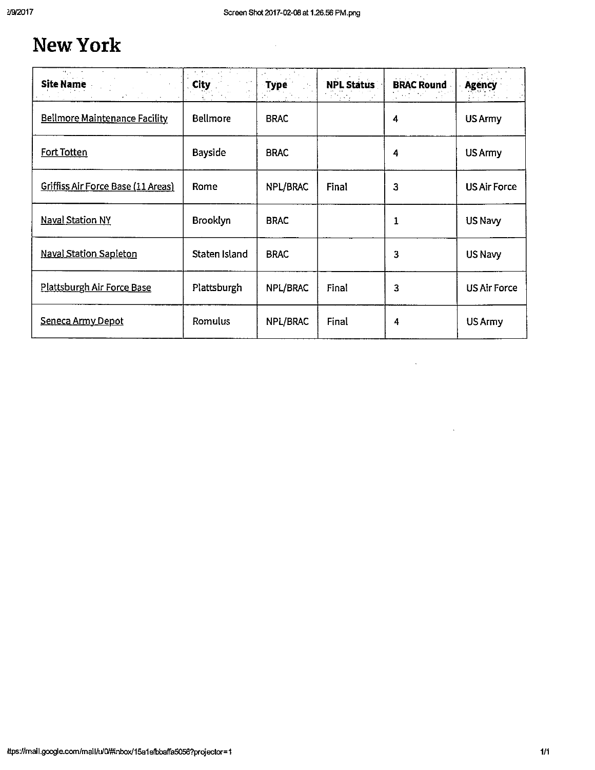# New York

| Site Name | City | Type | NPL Status | BRAC Round | Agency |
|---|---|---|---|---|---|
| Bellmore Maintenance Facility | Bellmore | BRAC | | 4 | US Army |
| Fort Totten | Bayside | BRAC | | 4 | US Army |
| Griffiss Air Force Base (11 Areas) | Rome | NPL/BRAC | Final | 3 | US Air Force |
| Naval Station NY | Brooklyn | BRAC | | 1 | US Navy |
| Naval Station Sapleton | Staten Island | BRAC | | 3 | US Navy |
| Plattsburgh Air Force Base | Plattsburgh | NPL/BRAC | Final | 3 | US Air Force |
| Seneca Army Depot | Romulus | NPL/BRAC | Final | 4 | US Army |